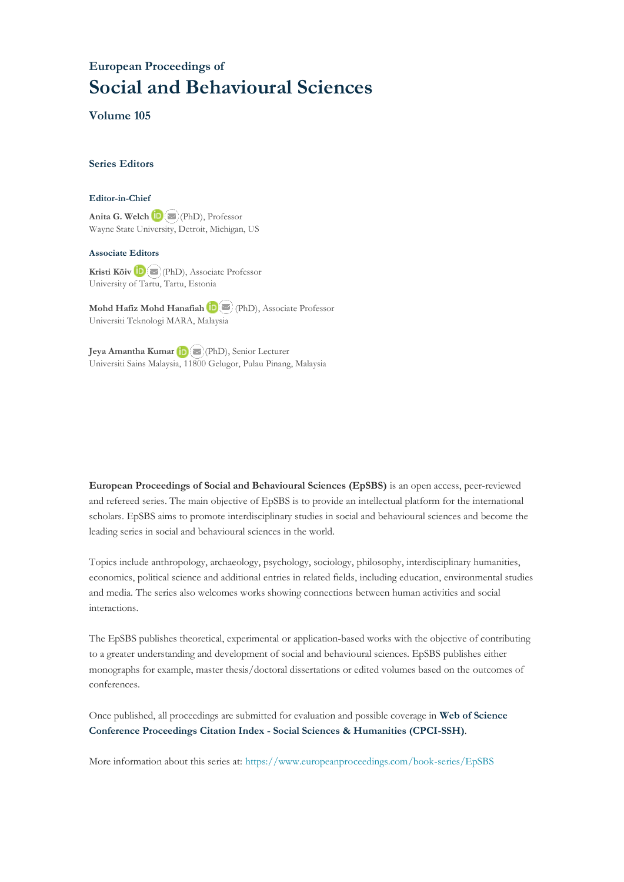## European Proceedings of

# Social and Behavioural Sciences

### Volume 105

### Series Editors

#### Editor-in-Chief

**Anita G. Welch** (PhD), Professor
Wayne State University, Detroit, Michigan, US

#### Associate Editors

**Kristi Köiv** (PhD), Associate Professor
University of Tartu, Tartu, Estonia

**Mohd Hafiz Mohd Hanafiah** (PhD), Associate Professor
Universiti Teknologi MARA, Malaysia

**Jeya Amantha Kumar** (PhD), Senior Lecturer
Universiti Sains Malaysia, 11800 Gelugor, Pulau Pinang, Malaysia

**European Proceedings of Social and Behavioural Sciences (EpSBS)** is an open access, peer-reviewed and refereed series. The main objective of EpSBS is to provide an intellectual platform for the international scholars. EpSBS aims to promote interdisciplinary studies in social and behavioural sciences and become the leading series in social and behavioural sciences in the world.

Topics include anthropology, archaeology, psychology, sociology, philosophy, interdisciplinary humanities, economics, political science and additional entries in related fields, including education, environmental studies and media. The series also welcomes works showing connections between human activities and social interactions.

The EpSBS publishes theoretical, experimental or application-based works with the objective of contributing to a greater understanding and development of social and behavioural sciences. EpSBS publishes either monographs for example, master thesis/doctoral dissertations or edited volumes based on the outcomes of conferences.

Once published, all proceedings are submitted for evaluation and possible coverage in **Web of Science Conference Proceedings Citation Index - Social Sciences & Humanities (CPCI-SSH)**.

More information about this series at: https://www.europeanproceedings.com/book-series/EpSBS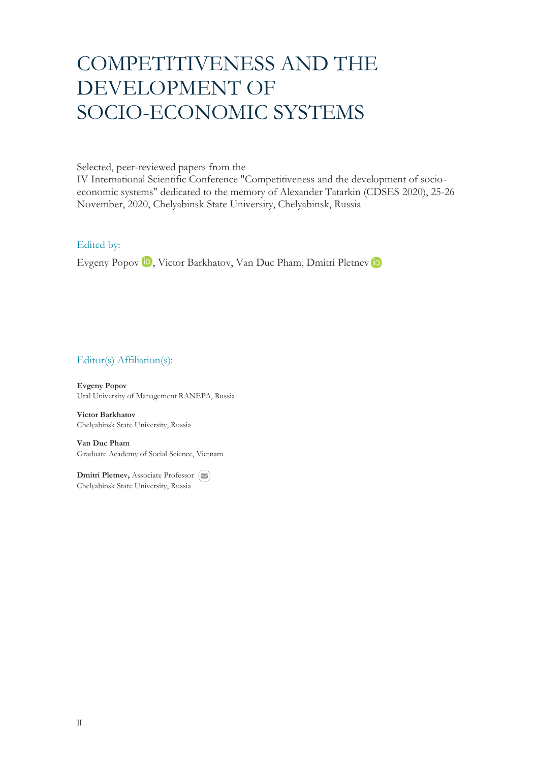# COMPETITIVENESS AND THE DEVELOPMENT OF SOCIO-ECONOMIC SYSTEMS

Selected, peer-reviewed papers from the
IV International Scientific Conference "Competitiveness and the development of socio-economic systems" dedicated to the memory of Alexander Tatarkin (CDSES 2020), 25-26 November, 2020, Chelyabinsk State University, Chelyabinsk, Russia

## Edited by:

Evgeny Popov, Victor Barkhatov, Van Duc Pham, Dmitri Pletnev

## Editor(s) Affiliation(s):

**Evgeny Popov**
Ural University of Management RANEPA, Russia

**Victor Barkhatov**
Chelyabinsk State University, Russia

**Van Duc Pham**
Graduate Academy of Social Science, Vietnam

**Dmitri Pletnev,** Associate Professor
Chelyabinsk State University, Russia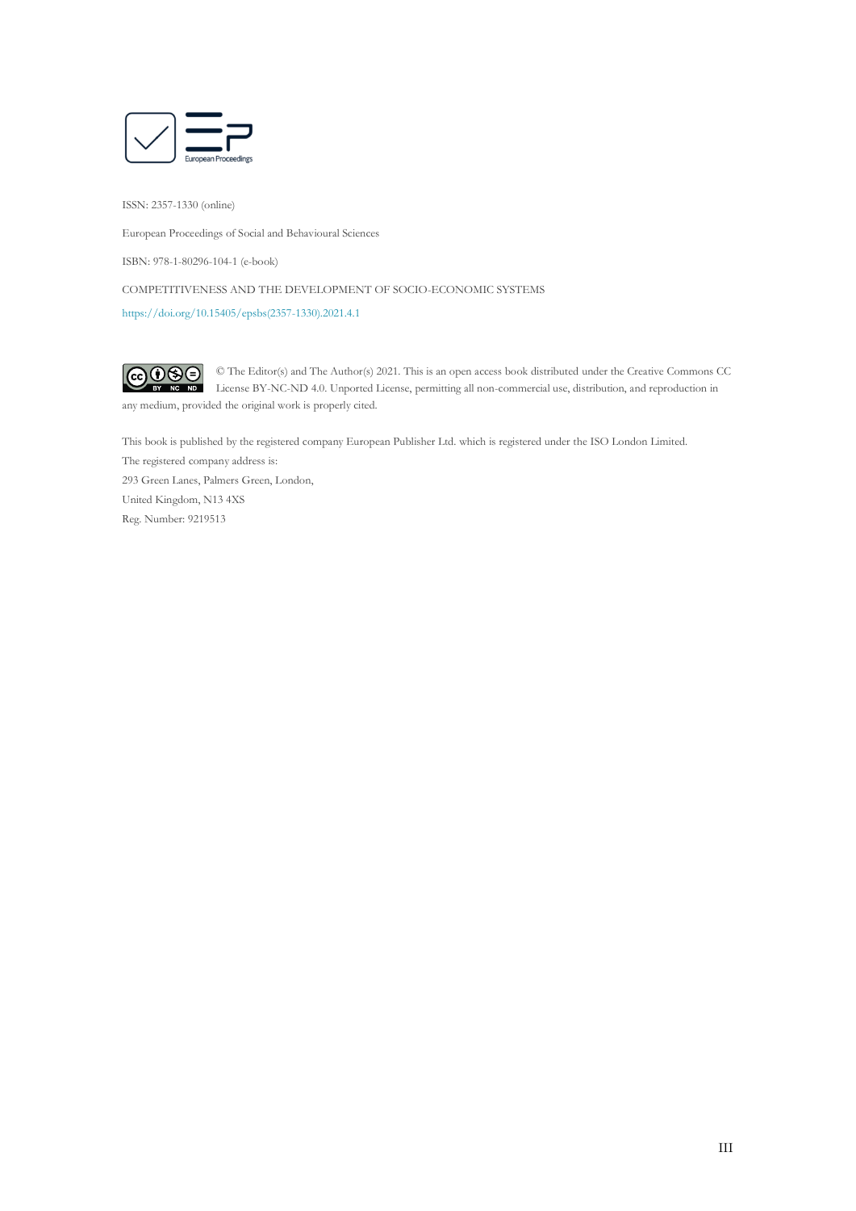ISSN: 2357-1330 (online)

European Proceedings of Social and Behavioural Sciences

ISBN: 978-1-80296-104-1 (e-book)

COMPETITIVENESS AND THE DEVELOPMENT OF SOCIO-ECONOMIC SYSTEMS

https://doi.org/10.15405/epsbs(2357-1330).2021.4.1

© The Editor(s) and The Author(s) 2021. This is an open access book distributed under the Creative Commons CC License BY-NC-ND 4.0. Unported License, permitting all non-commercial use, distribution, and reproduction in any medium, provided the original work is properly cited.

This book is published by the registered company European Publisher Ltd. which is registered under the ISO London Limited.
The registered company address is:
293 Green Lanes, Palmers Green, London,
United Kingdom, N13 4XS
Reg. Number: 9219513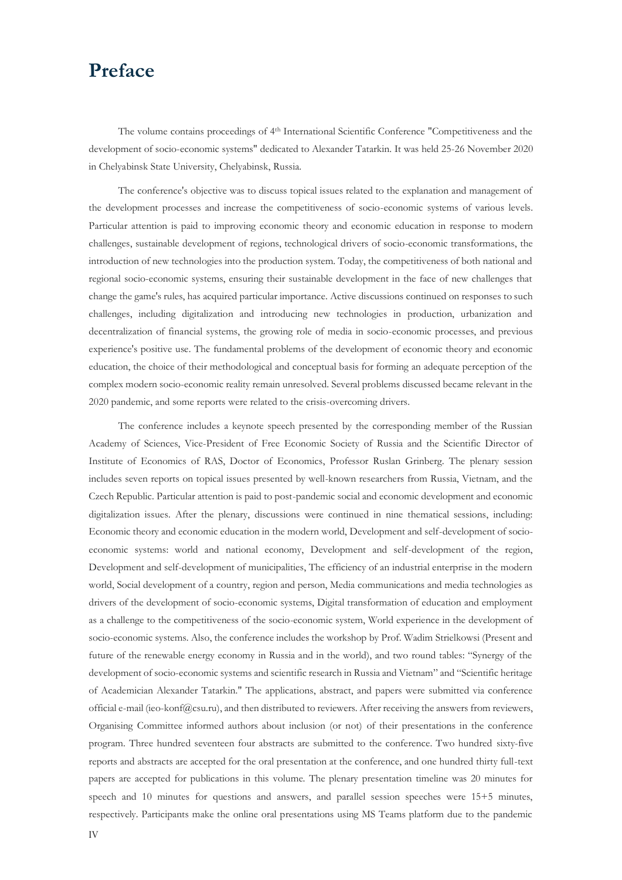# Preface

The volume contains proceedings of 4th International Scientific Conference "Competitiveness and the development of socio-economic systems" dedicated to Alexander Tatarkin. It was held 25-26 November 2020 in Chelyabinsk State University, Chelyabinsk, Russia.

The conference's objective was to discuss topical issues related to the explanation and management of the development processes and increase the competitiveness of socio-economic systems of various levels. Particular attention is paid to improving economic theory and economic education in response to modern challenges, sustainable development of regions, technological drivers of socio-economic transformations, the introduction of new technologies into the production system. Today, the competitiveness of both national and regional socio-economic systems, ensuring their sustainable development in the face of new challenges that change the game's rules, has acquired particular importance. Active discussions continued on responses to such challenges, including digitalization and introducing new technologies in production, urbanization and decentralization of financial systems, the growing role of media in socio-economic processes, and previous experience's positive use. The fundamental problems of the development of economic theory and economic education, the choice of their methodological and conceptual basis for forming an adequate perception of the complex modern socio-economic reality remain unresolved. Several problems discussed became relevant in the 2020 pandemic, and some reports were related to the crisis-overcoming drivers.

The conference includes a keynote speech presented by the corresponding member of the Russian Academy of Sciences, Vice-President of Free Economic Society of Russia and the Scientific Director of Institute of Economics of RAS, Doctor of Economics, Professor Ruslan Grinberg. The plenary session includes seven reports on topical issues presented by well-known researchers from Russia, Vietnam, and the Czech Republic. Particular attention is paid to post-pandemic social and economic development and economic digitalization issues. After the plenary, discussions were continued in nine thematical sessions, including: Economic theory and economic education in the modern world, Development and self-development of socio-economic systems: world and national economy, Development and self-development of the region, Development and self-development of municipalities, The efficiency of an industrial enterprise in the modern world, Social development of a country, region and person, Media communications and media technologies as drivers of the development of socio-economic systems, Digital transformation of education and employment as a challenge to the competitiveness of the socio-economic system, World experience in the development of socio-economic systems. Also, the conference includes the workshop by Prof. Wadim Strielkowski (Present and future of the renewable energy economy in Russia and in the world), and two round tables: "Synergy of the development of socio-economic systems and scientific research in Russia and Vietnam" and "Scientific heritage of Academician Alexander Tatarkin." The applications, abstract, and papers were submitted via conference official e-mail (ieo-konf@csu.ru), and then distributed to reviewers. After receiving the answers from reviewers, Organising Committee informed authors about inclusion (or not) of their presentations in the conference program. Three hundred seventeen four abstracts are submitted to the conference. Two hundred sixty-five reports and abstracts are accepted for the oral presentation at the conference, and one hundred thirty full-text papers are accepted for publications in this volume. The plenary presentation timeline was 20 minutes for speech and 10 minutes for questions and answers, and parallel session speeches were 15+5 minutes, respectively. Participants make the online oral presentations using MS Teams platform due to the pandemic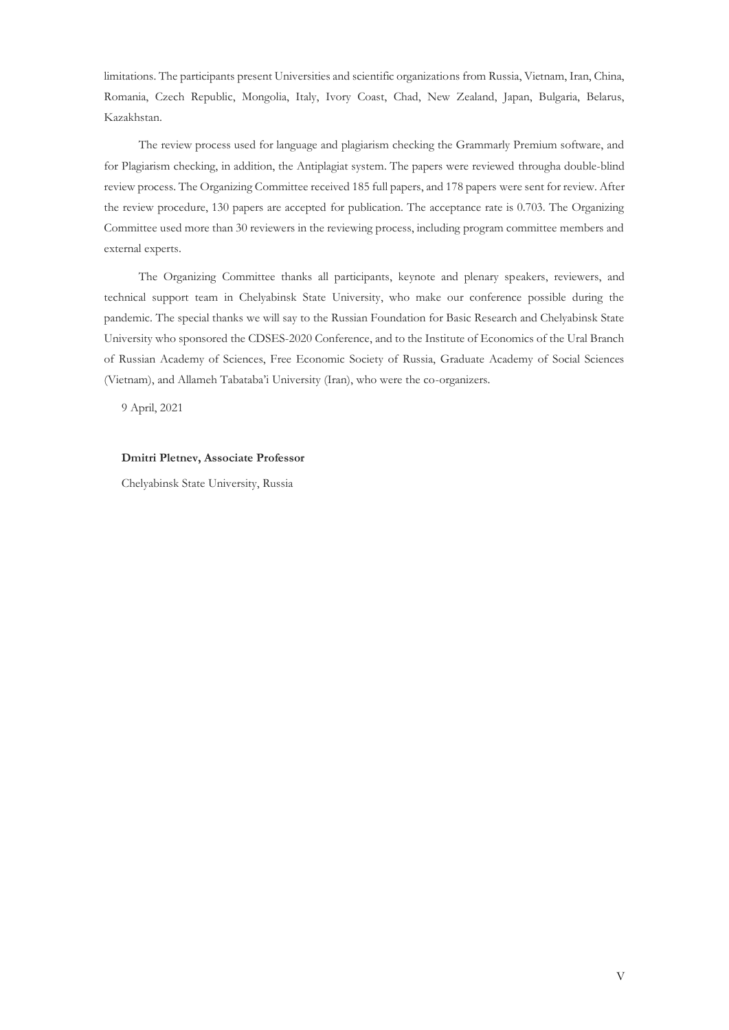limitations. The participants present Universities and scientific organizations from Russia, Vietnam, Iran, China, Romania, Czech Republic, Mongolia, Italy, Ivory Coast, Chad, New Zealand, Japan, Bulgaria, Belarus, Kazakhstan.

The review process used for language and plagiarism checking the Grammarly Premium software, and for Plagiarism checking, in addition, the Antiplagiat system. The papers were reviewed througha double-blind review process. The Organizing Committee received 185 full papers, and 178 papers were sent for review. After the review procedure, 130 papers are accepted for publication. The acceptance rate is 0.703. The Organizing Committee used more than 30 reviewers in the reviewing process, including program committee members and external experts.

The Organizing Committee thanks all participants, keynote and plenary speakers, reviewers, and technical support team in Chelyabinsk State University, who make our conference possible during the pandemic. The special thanks we will say to the Russian Foundation for Basic Research and Chelyabinsk State University who sponsored the CDSES-2020 Conference, and to the Institute of Economics of the Ural Branch of Russian Academy of Sciences, Free Economic Society of Russia, Graduate Academy of Social Sciences (Vietnam), and Allameh Tabataba'i University (Iran), who were the co-organizers.

9 April, 2021

**Dmitri Pletnev, Associate Professor**

Chelyabinsk State University, Russia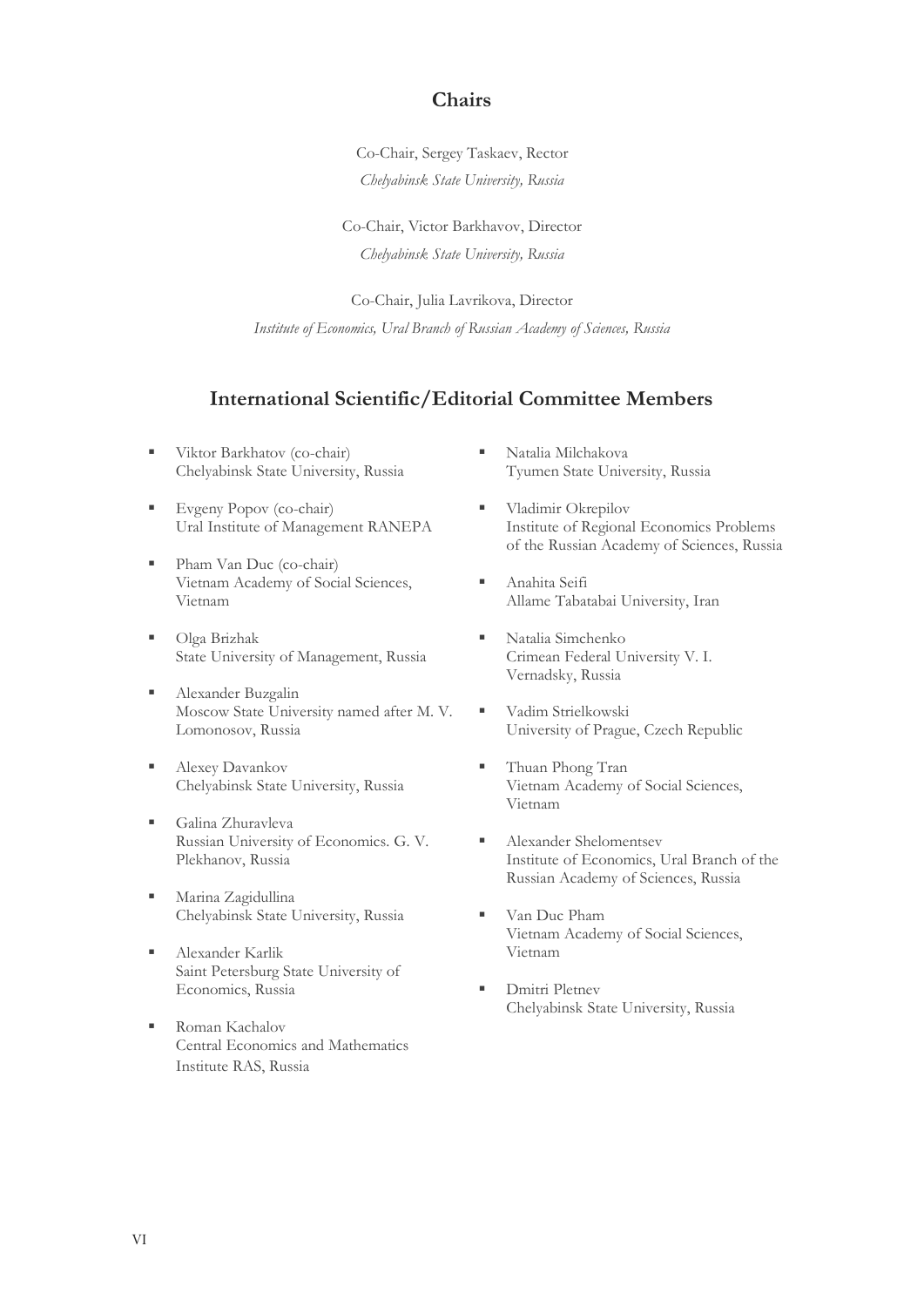## Chairs

Co-Chair, Sergey Taskaev, Rector

*Chelyabinsk State University, Russia*

Co-Chair, Victor Barkhavov, Director

*Chelyabinsk State University, Russia*

Co-Chair, Julia Lavrikova, Director

*Institute of Economics, Ural Branch of Russian Academy of Sciences, Russia*

## International Scientific/Editorial Committee Members

- Viktor Barkhatov (co-chair)
  Chelyabinsk State University, Russia
- Evgeny Popov (co-chair)
  Ural Institute of Management RANEPA
- Pham Van Duc (co-chair)
  Vietnam Academy of Social Sciences, Vietnam
- Olga Brizhak
  State University of Management, Russia
- Alexander Buzgalin
  Moscow State University named after M. V. Lomonosov, Russia
- Alexey Davankov
  Chelyabinsk State University, Russia
- Galina Zhuravleva
  Russian University of Economics. G. V. Plekhanov, Russia
- Marina Zagidullina
  Chelyabinsk State University, Russia
- Alexander Karlik
  Saint Petersburg State University of Economics, Russia
- Roman Kachalov
  Central Economics and Mathematics Institute RAS, Russia
- Natalia Milchakova
  Tyumen State University, Russia
- Vladimir Okrepilov
  Institute of Regional Economics Problems of the Russian Academy of Sciences, Russia
- Anahita Seifi
  Allame Tabatabai University, Iran
- Natalia Simchenko
  Crimean Federal University V. I. Vernadsky, Russia
- Vadim Strielkowski
  University of Prague, Czech Republic
- Thuan Phong Tran
  Vietnam Academy of Social Sciences, Vietnam
- Alexander Shelomentsev
  Institute of Economics, Ural Branch of the Russian Academy of Sciences, Russia
- Van Duc Pham
  Vietnam Academy of Social Sciences, Vietnam
- Dmitri Pletnev
  Chelyabinsk State University, Russia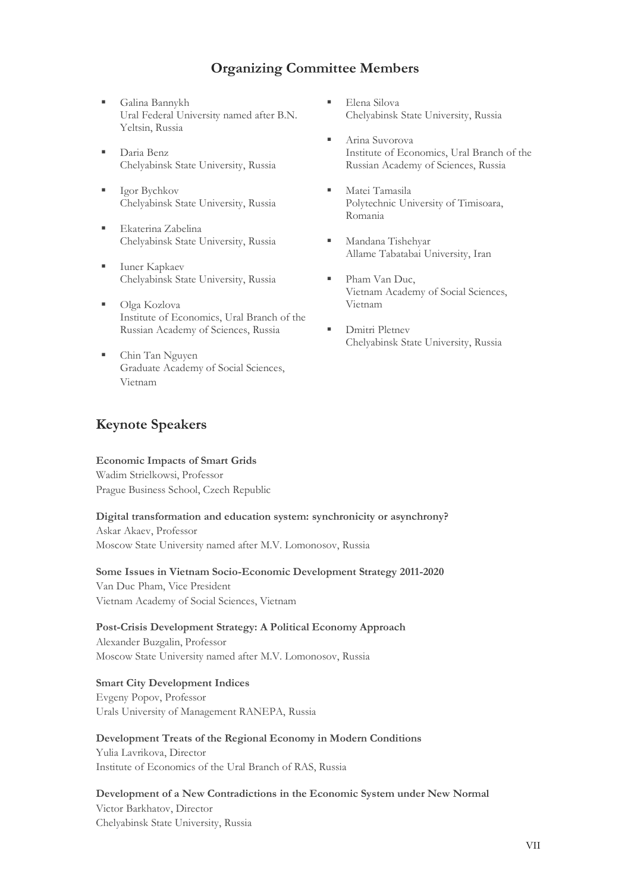## Organizing Committee Members

- Galina Bannykh
  Ural Federal University named after B.N. Yeltsin, Russia
- Daria Benz
  Chelyabinsk State University, Russia
- Igor Bychkov
  Chelyabinsk State University, Russia
- Ekaterina Zabelina
  Chelyabinsk State University, Russia
- Iuner Kapkaev
  Chelyabinsk State University, Russia
- Olga Kozlova
  Institute of Economics, Ural Branch of the Russian Academy of Sciences, Russia
- Chin Tan Nguyen
  Graduate Academy of Social Sciences, Vietnam
- Elena Silova
  Chelyabinsk State University, Russia
- Arina Suvorova
  Institute of Economics, Ural Branch of the Russian Academy of Sciences, Russia
- Matei Tamasila
  Polytechnic University of Timisoara, Romania
- Mandana Tishehyar
  Allame Tabatabai University, Iran
- Pham Van Duc,
  Vietnam Academy of Social Sciences, Vietnam
- Dmitri Pletnev
  Chelyabinsk State University, Russia

## Keynote Speakers

**Economic Impacts of Smart Grids**
Wadim Strielkowsi, Professor
Prague Business School, Czech Republic

**Digital transformation and education system: synchronicity or asynchrony?**
Askar Akaev, Professor
Moscow State University named after M.V. Lomonosov, Russia

**Some Issues in Vietnam Socio-Economic Development Strategy 2011-2020**
Van Duc Pham, Vice President
Vietnam Academy of Social Sciences, Vietnam

**Post-Crisis Development Strategy: A Political Economy Approach**
Alexander Buzgalin, Professor
Moscow State University named after M.V. Lomonosov, Russia

**Smart City Development Indices**
Evgeny Popov, Professor
Urals University of Management RANEPA, Russia

**Development Treats of the Regional Economy in Modern Conditions**
Yulia Lavrikova, Director
Institute of Economics of the Ural Branch of RAS, Russia

**Development of a New Contradictions in the Economic System under New Normal**
Victor Barkhatov, Director
Chelyabinsk State University, Russia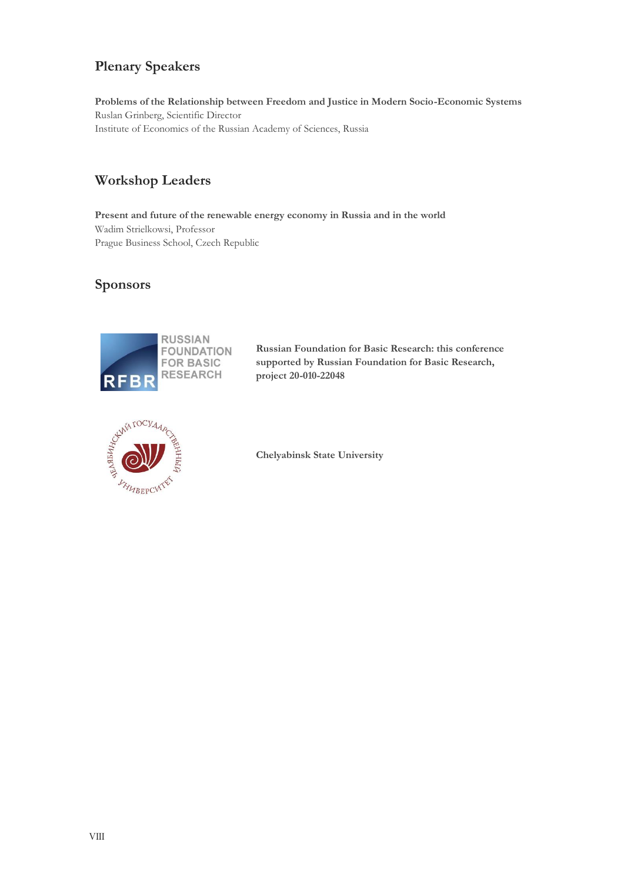## Plenary Speakers

**Problems of the Relationship between Freedom and Justice in Modern Socio-Economic Systems**
Ruslan Grinberg, Scientific Director
Institute of Economics of the Russian Academy of Sciences, Russia

## Workshop Leaders

**Present and future of the renewable energy economy in Russia and in the world**
Wadim Strielkowsi, Professor
Prague Business School, Czech Republic

## Sponsors

**Russian Foundation for Basic Research: this conference supported by Russian Foundation for Basic Research, project 20-010-22048**

**Chelyabinsk State University**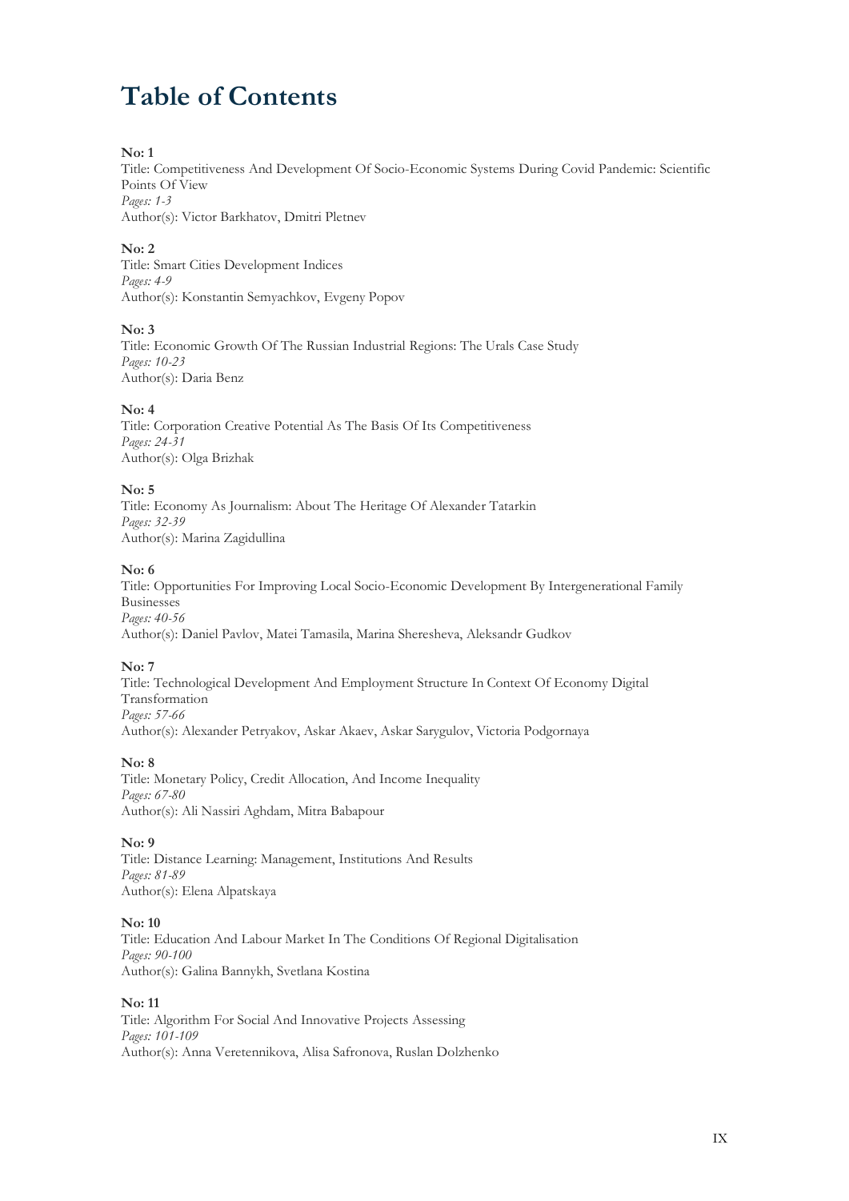# Table of Contents

**No: 1**
Title: Competitiveness And Development Of Socio-Economic Systems During Covid Pandemic: Scientific Points Of View
*Pages: 1-3*
Author(s): Victor Barkhatov, Dmitri Pletnev

**No: 2**
Title: Smart Cities Development Indices
*Pages: 4-9*
Author(s): Konstantin Semyachkov, Evgeny Popov

**No: 3**
Title: Economic Growth Of The Russian Industrial Regions: The Urals Case Study
*Pages: 10-23*
Author(s): Daria Benz

**No: 4**
Title: Corporation Creative Potential As The Basis Of Its Competitiveness
*Pages: 24-31*
Author(s): Olga Brizhak

**No: 5**
Title: Economy As Journalism: About The Heritage Of Alexander Tatarkin
*Pages: 32-39*
Author(s): Marina Zagidullina

**No: 6**
Title: Opportunities For Improving Local Socio-Economic Development By Intergenerational Family Businesses
*Pages: 40-56*
Author(s): Daniel Pavlov, Matei Tamasila, Marina Sheresheva, Aleksandr Gudkov

**No: 7**
Title: Technological Development And Employment Structure In Context Of Economy Digital Transformation
*Pages: 57-66*
Author(s): Alexander Petryakov, Askar Akaev, Askar Sarygulov, Victoria Podgornaya

**No: 8**
Title: Monetary Policy, Credit Allocation, And Income Inequality
*Pages: 67-80*
Author(s): Ali Nassiri Aghdam, Mitra Babapour

**No: 9**
Title: Distance Learning: Management, Institutions And Results
*Pages: 81-89*
Author(s): Elena Alpatskaya

**No: 10**
Title: Education And Labour Market In The Conditions Of Regional Digitalisation
*Pages: 90-100*
Author(s): Galina Bannykh, Svetlana Kostina

**No: 11**
Title: Algorithm For Social And Innovative Projects Assessing
*Pages: 101-109*
Author(s): Anna Veretennikova, Alisa Safronova, Ruslan Dolzhenko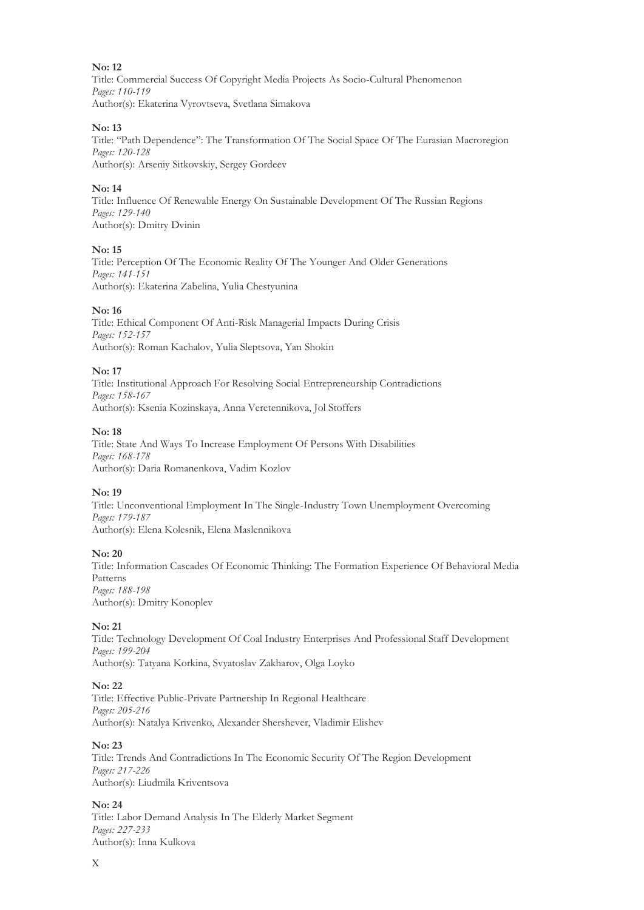**No: 12**
Title: Commercial Success Of Copyright Media Projects As Socio-Cultural Phenomenon
*Pages: 110-119*
Author(s): Ekaterina Vyrovtseva, Svetlana Simakova

**No: 13**
Title: "Path Dependence": The Transformation Of The Social Space Of The Eurasian Macroregion
*Pages: 120-128*
Author(s): Arseniy Sitkovskiy, Sergey Gordeev

**No: 14**
Title: Influence Of Renewable Energy On Sustainable Development Of The Russian Regions
*Pages: 129-140*
Author(s): Dmitry Dvinin

**No: 15**
Title: Perception Of The Economic Reality Of The Younger And Older Generations
*Pages: 141-151*
Author(s): Ekaterina Zabelina, Yulia Chestyunina

**No: 16**
Title: Ethical Component Of Anti-Risk Managerial Impacts During Crisis
*Pages: 152-157*
Author(s): Roman Kachalov, Yulia Sleptsova, Yan Shokin

**No: 17**
Title: Institutional Approach For Resolving Social Entrepreneurship Contradictions
*Pages: 158-167*
Author(s): Ksenia Kozinskaya, Anna Veretennikova, Jol Stoffers

**No: 18**
Title: State And Ways To Increase Employment Of Persons With Disabilities
*Pages: 168-178*
Author(s): Daria Romanenkova, Vadim Kozlov

**No: 19**
Title: Unconventional Employment In The Single-Industry Town Unemployment Overcoming
*Pages: 179-187*
Author(s): Elena Kolesnik, Elena Maslennikova

**No: 20**
Title: Information Cascades Of Economic Thinking: The Formation Experience Of Behavioral Media Patterns
*Pages: 188-198*
Author(s): Dmitry Konoplev

**No: 21**
Title: Technology Development Of Coal Industry Enterprises And Professional Staff Development
*Pages: 199-204*
Author(s): Tatyana Korkina, Svyatoslav Zakharov, Olga Loyko

**No: 22**
Title: Effective Public-Private Partnership In Regional Healthcare
*Pages: 205-216*
Author(s): Natalya Krivenko, Alexander Shershever, Vladimir Elishev

**No: 23**
Title: Trends And Contradictions In The Economic Security Of The Region Development
*Pages: 217-226*
Author(s): Liudmila Kriventsova

**No: 24**
Title: Labor Demand Analysis In The Elderly Market Segment
*Pages: 227-233*
Author(s): Inna Kulkova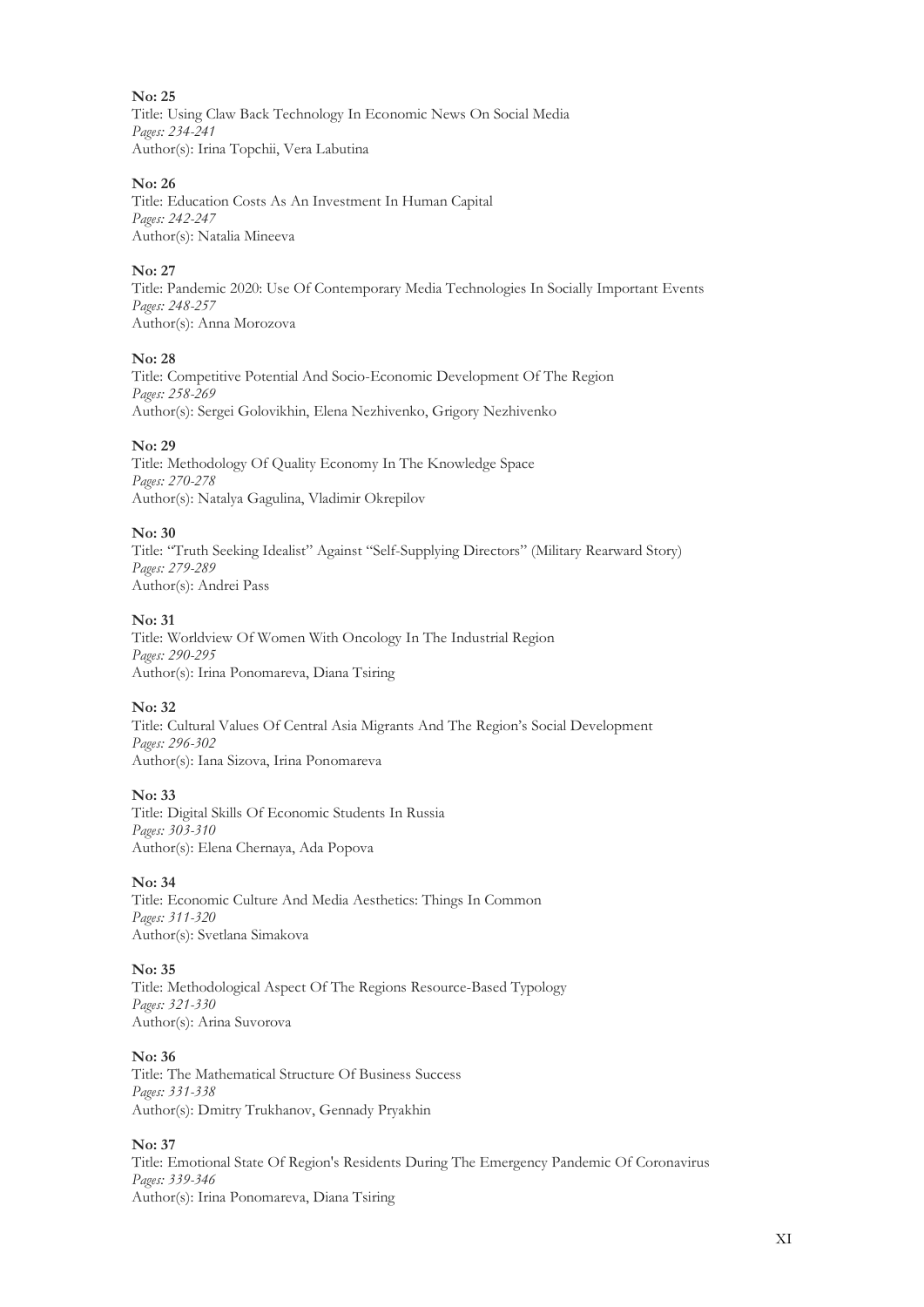**No: 25**
Title: Using Claw Back Technology In Economic News On Social Media
*Pages: 234-241*
Author(s): Irina Topchii, Vera Labutina

**No: 26**
Title: Education Costs As An Investment In Human Capital
*Pages: 242-247*
Author(s): Natalia Mineeva

**No: 27**
Title: Pandemic 2020: Use Of Contemporary Media Technologies In Socially Important Events
*Pages: 248-257*
Author(s): Anna Morozova

**No: 28**
Title: Competitive Potential And Socio-Economic Development Of The Region
*Pages: 258-269*
Author(s): Sergei Golovikhin, Elena Nezhivenko, Grigory Nezhivenko

**No: 29**
Title: Methodology Of Quality Economy In The Knowledge Space
*Pages: 270-278*
Author(s): Natalya Gagulina, Vladimir Okrepilov

**No: 30**
Title: "Truth Seeking Idealist" Against "Self-Supplying Directors" (Military Rearward Story)
*Pages: 279-289*
Author(s): Andrei Pass

**No: 31**
Title: Worldview Of Women With Oncology In The Industrial Region
*Pages: 290-295*
Author(s): Irina Ponomareva, Diana Tsiring

**No: 32**
Title: Cultural Values Of Central Asia Migrants And The Region's Social Development
*Pages: 296-302*
Author(s): Iana Sizova, Irina Ponomareva

**No: 33**
Title: Digital Skills Of Economic Students In Russia
*Pages: 303-310*
Author(s): Elena Chernaya, Ada Popova

**No: 34**
Title: Economic Culture And Media Aesthetics: Things In Common
*Pages: 311-320*
Author(s): Svetlana Simakova

**No: 35**
Title: Methodological Aspect Of The Regions Resource-Based Typology
*Pages: 321-330*
Author(s): Arina Suvorova

**No: 36**
Title: The Mathematical Structure Of Business Success
*Pages: 331-338*
Author(s): Dmitry Trukhanov, Gennady Pryakhin

**No: 37**
Title: Emotional State Of Region's Residents During The Emergency Pandemic Of Coronavirus
*Pages: 339-346*
Author(s): Irina Ponomareva, Diana Tsiring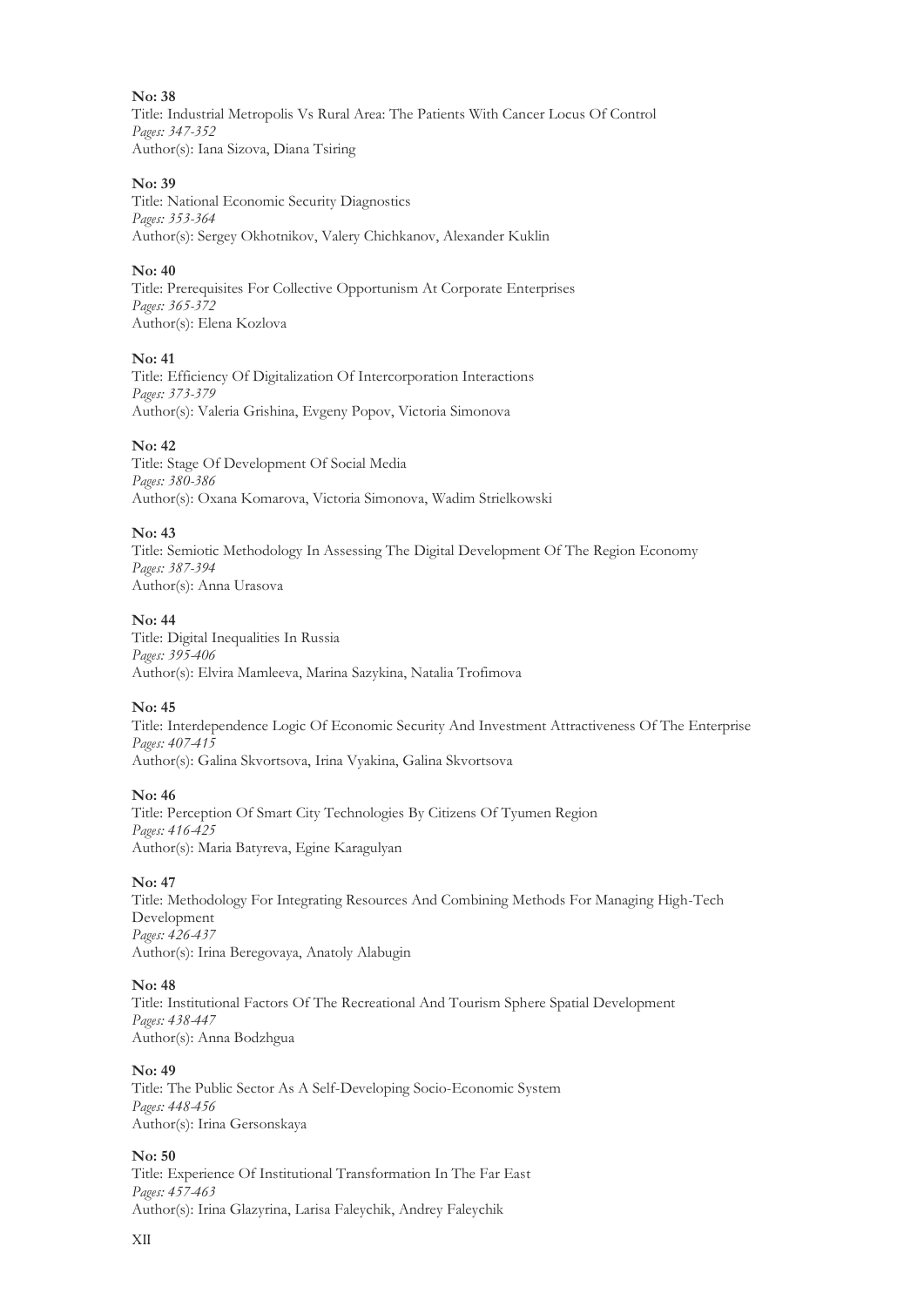**No: 38**
Title: Industrial Metropolis Vs Rural Area: The Patients With Cancer Locus Of Control
*Pages: 347-352*
Author(s): Iana Sizova, Diana Tsiring

**No: 39**
Title: National Economic Security Diagnostics
*Pages: 353-364*
Author(s): Sergey Okhotnikov, Valery Chichkanov, Alexander Kuklin

**No: 40**
Title: Prerequisites For Collective Opportunism At Corporate Enterprises
*Pages: 365-372*
Author(s): Elena Kozlova

**No: 41**
Title: Efficiency Of Digitalization Of Intercorporation Interactions
*Pages: 373-379*
Author(s): Valeria Grishina, Evgeny Popov, Victoria Simonova

**No: 42**
Title: Stage Of Development Of Social Media
*Pages: 380-386*
Author(s): Oxana Komarova, Victoria Simonova, Wadim Strielkowski

**No: 43**
Title: Semiotic Methodology In Assessing The Digital Development Of The Region Economy
*Pages: 387-394*
Author(s): Anna Urasova

**No: 44**
Title: Digital Inequalities In Russia
*Pages: 395-406*
Author(s): Elvira Mamleeva, Marina Sazykina, Natalia Trofimova

**No: 45**
Title: Interdependence Logic Of Economic Security And Investment Attractiveness Of The Enterprise
*Pages: 407-415*
Author(s): Galina Skvortsova, Irina Vyakina, Galina Skvortsova

**No: 46**
Title: Perception Of Smart City Technologies By Citizens Of Tyumen Region
*Pages: 416-425*
Author(s): Maria Batyreva, Egine Karagulyan

**No: 47**
Title: Methodology For Integrating Resources And Combining Methods For Managing High-Tech Development
*Pages: 426-437*
Author(s): Irina Beregovaya, Anatoly Alabugin

**No: 48**
Title: Institutional Factors Of The Recreational And Tourism Sphere Spatial Development
*Pages: 438-447*
Author(s): Anna Bodzhgua

**No: 49**
Title: The Public Sector As A Self-Developing Socio-Economic System
*Pages: 448-456*
Author(s): Irina Gersonskaya

**No: 50**
Title: Experience Of Institutional Transformation In The Far East
*Pages: 457-463*
Author(s): Irina Glazyrina, Larisa Faleychik, Andrey Faleychik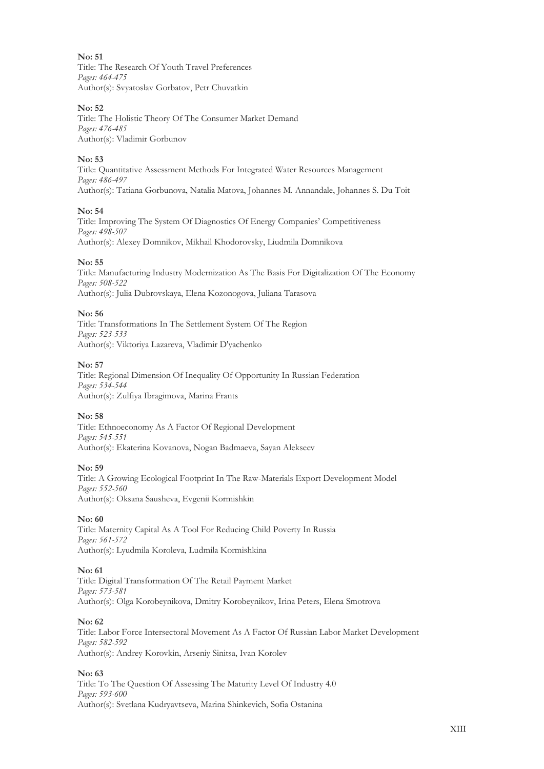**No: 51**
Title: The Research Of Youth Travel Preferences
*Pages: 464-475*
Author(s): Svyatoslav Gorbatov, Petr Chuvatkin

**No: 52**
Title: The Holistic Theory Of The Consumer Market Demand
*Pages: 476-485*
Author(s): Vladimir Gorbunov

**No: 53**
Title: Quantitative Assessment Methods For Integrated Water Resources Management
*Pages: 486-497*
Author(s): Tatiana Gorbunova, Natalia Matova, Johannes M. Annandale, Johannes S. Du Toit

**No: 54**
Title: Improving The System Of Diagnostics Of Energy Companies' Competitiveness
*Pages: 498-507*
Author(s): Alexey Domnikov, Mikhail Khodorovsky, Liudmila Domnikova

**No: 55**
Title: Manufacturing Industry Modernization As The Basis For Digitalization Of The Economy
*Pages: 508-522*
Author(s): Julia Dubrovskaya, Elena Kozonogova, Juliana Tarasova

**No: 56**
Title: Transformations In The Settlement System Of The Region
*Pages: 523-533*
Author(s): Viktoriya Lazareva, Vladimir D'yachenko

**No: 57**
Title: Regional Dimension Of Inequality Of Opportunity In Russian Federation
*Pages: 534-544*
Author(s): Zulfiya Ibragimova, Marina Frants

**No: 58**
Title: Ethnoeconomy As A Factor Of Regional Development
*Pages: 545-551*
Author(s): Ekaterina Kovanova, Nogan Badmaeva, Sayan Alekseev

**No: 59**
Title: A Growing Ecological Footprint In The Raw-Materials Export Development Model
*Pages: 552-560*
Author(s): Oksana Sausheva, Evgenii Kormishkin

**No: 60**
Title: Maternity Capital As A Tool For Reducing Child Poverty In Russia
*Pages: 561-572*
Author(s): Lyudmila Koroleva, Ludmila Kormishkina

**No: 61**
Title: Digital Transformation Of The Retail Payment Market
*Pages: 573-581*
Author(s): Olga Korobeynikova, Dmitry Korobeynikov, Irina Peters, Elena Smotrova

**No: 62**
Title: Labor Force Intersectoral Movement As A Factor Of Russian Labor Market Development
*Pages: 582-592*
Author(s): Andrey Korovkin, Arseniy Sinitsa, Ivan Korolev

**No: 63**
Title: To The Question Of Assessing The Maturity Level Of Industry 4.0
*Pages: 593-600*
Author(s): Svetlana Kudryavtseva, Marina Shinkevich, Sofia Ostanina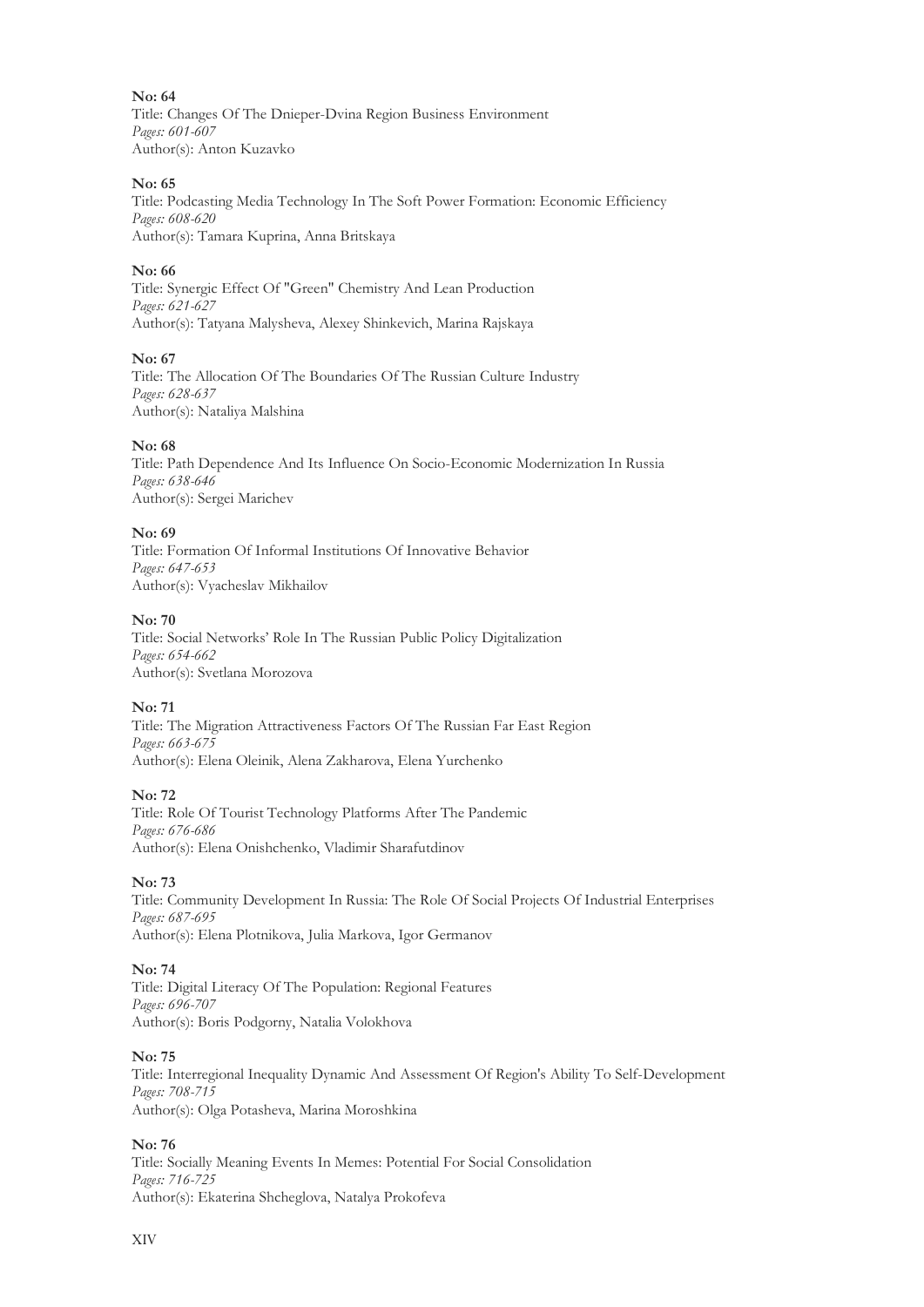**No: 64**
Title: Changes Of The Dnieper-Dvina Region Business Environment
*Pages: 601-607*
Author(s): Anton Kuzavko

**No: 65**
Title: Podcasting Media Technology In The Soft Power Formation: Economic Efficiency
*Pages: 608-620*
Author(s): Tamara Kuprina, Anna Britskaya

**No: 66**
Title: Synergic Effect Of "Green" Chemistry And Lean Production
*Pages: 621-627*
Author(s): Tatyana Malysheva, Alexey Shinkevich, Marina Rajskaya

**No: 67**
Title: The Allocation Of The Boundaries Of The Russian Culture Industry
*Pages: 628-637*
Author(s): Nataliya Malshina

**No: 68**
Title: Path Dependence And Its Influence On Socio-Economic Modernization In Russia
*Pages: 638-646*
Author(s): Sergei Marichev

**No: 69**
Title: Formation Of Informal Institutions Of Innovative Behavior
*Pages: 647-653*
Author(s): Vyacheslav Mikhailov

**No: 70**
Title: Social Networks' Role In The Russian Public Policy Digitalization
*Pages: 654-662*
Author(s): Svetlana Morozova

**No: 71**
Title: The Migration Attractiveness Factors Of The Russian Far East Region
*Pages: 663-675*
Author(s): Elena Oleinik, Alena Zakharova, Elena Yurchenko

**No: 72**
Title: Role Of Tourist Technology Platforms After The Pandemic
*Pages: 676-686*
Author(s): Elena Onishchenko, Vladimir Sharafutdinov

**No: 73**
Title: Community Development In Russia: The Role Of Social Projects Of Industrial Enterprises
*Pages: 687-695*
Author(s): Elena Plotnikova, Julia Markova, Igor Germanov

**No: 74**
Title: Digital Literacy Of The Population: Regional Features
*Pages: 696-707*
Author(s): Boris Podgorny, Natalia Volokhova

**No: 75**
Title: Interregional Inequality Dynamic And Assessment Of Region's Ability To Self-Development
*Pages: 708-715*
Author(s): Olga Potasheva, Marina Moroshkina

**No: 76**
Title: Socially Meaning Events In Memes: Potential For Social Consolidation
*Pages: 716-725*
Author(s): Ekaterina Shcheglova, Natalya Prokofeva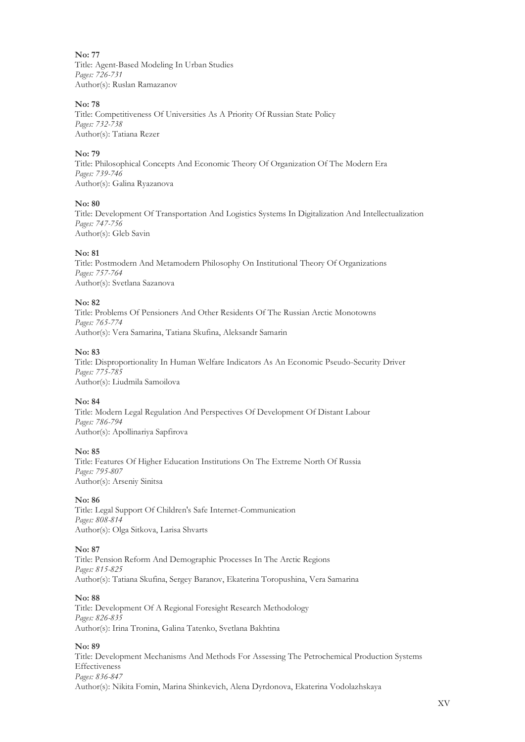**No: 77**
Title: Agent-Based Modeling In Urban Studies
*Pages: 726-731*
Author(s): Ruslan Ramazanov

**No: 78**
Title: Competitiveness Of Universities As A Priority Of Russian State Policy
*Pages: 732-738*
Author(s): Tatiana Rezer

**No: 79**
Title: Philosophical Concepts And Economic Theory Of Organization Of The Modern Era
*Pages: 739-746*
Author(s): Galina Ryazanova

**No: 80**
Title: Development Of Transportation And Logistics Systems In Digitalization And Intellectualization
*Pages: 747-756*
Author(s): Gleb Savin

**No: 81**
Title: Postmodern And Metamodern Philosophy On Institutional Theory Of Organizations
*Pages: 757-764*
Author(s): Svetlana Sazanova

**No: 82**
Title: Problems Of Pensioners And Other Residents Of The Russian Arctic Monotowns
*Pages: 765-774*
Author(s): Vera Samarina, Tatiana Skufina, Aleksandr Samarin

**No: 83**
Title: Disproportionality In Human Welfare Indicators As An Economic Pseudo-Security Driver
*Pages: 775-785*
Author(s): Liudmila Samoilova

**No: 84**
Title: Modern Legal Regulation And Perspectives Of Development Of Distant Labour
*Pages: 786-794*
Author(s): Apollinariya Sapfirova

**No: 85**
Title: Features Of Higher Education Institutions On The Extreme North Of Russia
*Pages: 795-807*
Author(s): Arseniy Sinitsa

**No: 86**
Title: Legal Support Of Children's Safe Internet-Communication
*Pages: 808-814*
Author(s): Olga Sitkova, Larisa Shvarts

**No: 87**
Title: Pension Reform And Demographic Processes In The Arctic Regions
*Pages: 815-825*
Author(s): Tatiana Skufina, Sergey Baranov, Ekaterina Toropushina, Vera Samarina

**No: 88**
Title: Development Of A Regional Foresight Research Methodology
*Pages: 826-835*
Author(s): Irina Tronina, Galina Tatenko, Svetlana Bakhtina

**No: 89**
Title: Development Mechanisms And Methods For Assessing The Petrochemical Production Systems Effectiveness
*Pages: 836-847*
Author(s): Nikita Fomin, Marina Shinkevich, Alena Dyrdonova, Ekaterina Vodolazhskaya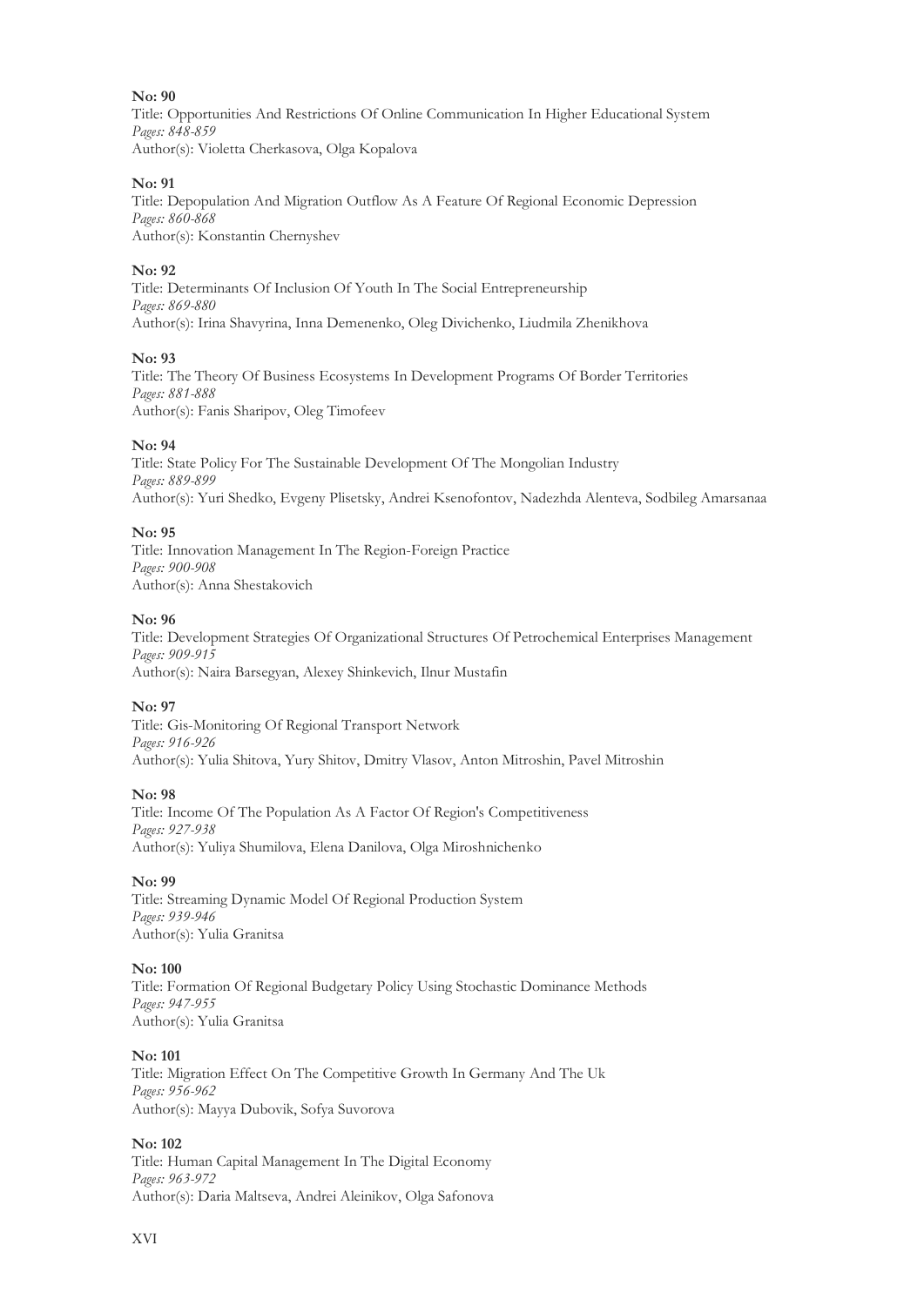**No: 90**
Title: Opportunities And Restrictions Of Online Communication In Higher Educational System
*Pages: 848-859*
Author(s): Violetta Cherkasova, Olga Kopalova

**No: 91**
Title: Depopulation And Migration Outflow As A Feature Of Regional Economic Depression
*Pages: 860-868*
Author(s): Konstantin Chernyshev

**No: 92**
Title: Determinants Of Inclusion Of Youth In The Social Entrepreneurship
*Pages: 869-880*
Author(s): Irina Shavyrina, Inna Demenenko, Oleg Divichenko, Liudmila Zhenikhova

**No: 93**
Title: The Theory Of Business Ecosystems In Development Programs Of Border Territories
*Pages: 881-888*
Author(s): Fanis Sharipov, Oleg Timofeev

**No: 94**
Title: State Policy For The Sustainable Development Of The Mongolian Industry
*Pages: 889-899*
Author(s): Yuri Shedko, Evgeny Plisetsky, Andrei Ksenofontov, Nadezhda Alenteva, Sodbileg Amarsanaa

**No: 95**
Title: Innovation Management In The Region-Foreign Practice
*Pages: 900-908*
Author(s): Anna Shestakovich

**No: 96**
Title: Development Strategies Of Organizational Structures Of Petrochemical Enterprises Management
*Pages: 909-915*
Author(s): Naira Barsegyan, Alexey Shinkevich, Ilnur Mustafin

**No: 97**
Title: Gis-Monitoring Of Regional Transport Network
*Pages: 916-926*
Author(s): Yulia Shitova, Yury Shitov, Dmitry Vlasov, Anton Mitroshin, Pavel Mitroshin

**No: 98**
Title: Income Of The Population As A Factor Of Region's Competitiveness
*Pages: 927-938*
Author(s): Yuliya Shumilova, Elena Danilova, Olga Miroshnichenko

**No: 99**
Title: Streaming Dynamic Model Of Regional Production System
*Pages: 939-946*
Author(s): Yulia Granitsa

**No: 100**
Title: Formation Of Regional Budgetary Policy Using Stochastic Dominance Methods
*Pages: 947-955*
Author(s): Yulia Granitsa

**No: 101**
Title: Migration Effect On The Competitive Growth In Germany And The Uk
*Pages: 956-962*
Author(s): Mayya Dubovik, Sofya Suvorova

**No: 102**
Title: Human Capital Management In The Digital Economy
*Pages: 963-972*
Author(s): Daria Maltseva, Andrei Aleinikov, Olga Safonova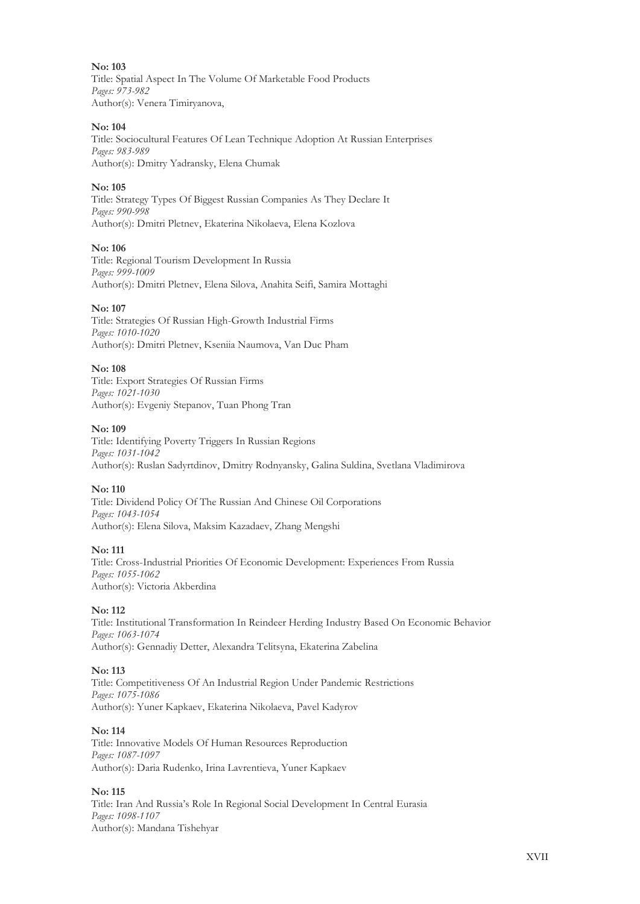**No: 103**
Title: Spatial Aspect In The Volume Of Marketable Food Products
*Pages: 973-982*
Author(s): Venera Timiryanova,

**No: 104**
Title: Sociocultural Features Of Lean Technique Adoption At Russian Enterprises
*Pages: 983-989*
Author(s): Dmitry Yadransky, Elena Chumak

**No: 105**
Title: Strategy Types Of Biggest Russian Companies As They Declare It
*Pages: 990-998*
Author(s): Dmitri Pletnev, Ekaterina Nikolaeva, Elena Kozlova

**No: 106**
Title: Regional Tourism Development In Russia
*Pages: 999-1009*
Author(s): Dmitri Pletnev, Elena Silova, Anahita Seifi, Samira Mottaghi

**No: 107**
Title: Strategies Of Russian High-Growth Industrial Firms
*Pages: 1010-1020*
Author(s): Dmitri Pletnev, Kseniia Naumova, Van Duc Pham

**No: 108**
Title: Export Strategies Of Russian Firms
*Pages: 1021-1030*
Author(s): Evgeniy Stepanov, Tuan Phong Tran

**No: 109**
Title: Identifying Poverty Triggers In Russian Regions
*Pages: 1031-1042*
Author(s): Ruslan Sadyrtdinov, Dmitry Rodnyansky, Galina Suldina, Svetlana Vladimirova

**No: 110**
Title: Dividend Policy Of The Russian And Chinese Oil Corporations
*Pages: 1043-1054*
Author(s): Elena Silova, Maksim Kazadaev, Zhang Mengshi

**No: 111**
Title: Cross-Industrial Priorities Of Economic Development: Experiences From Russia
*Pages: 1055-1062*
Author(s): Victoria Akberdina

**No: 112**
Title: Institutional Transformation In Reindeer Herding Industry Based On Economic Behavior
*Pages: 1063-1074*
Author(s): Gennadiy Detter, Alexandra Telitsyna, Ekaterina Zabelina

**No: 113**
Title: Competitiveness Of An Industrial Region Under Pandemic Restrictions
*Pages: 1075-1086*
Author(s): Yuner Kapkaev, Ekaterina Nikolaeva, Pavel Kadyrov

**No: 114**
Title: Innovative Models Of Human Resources Reproduction
*Pages: 1087-1097*
Author(s): Daria Rudenko, Irina Lavrentieva, Yuner Kapkaev

**No: 115**
Title: Iran And Russia's Role In Regional Social Development In Central Eurasia
*Pages: 1098-1107*
Author(s): Mandana Tishehyar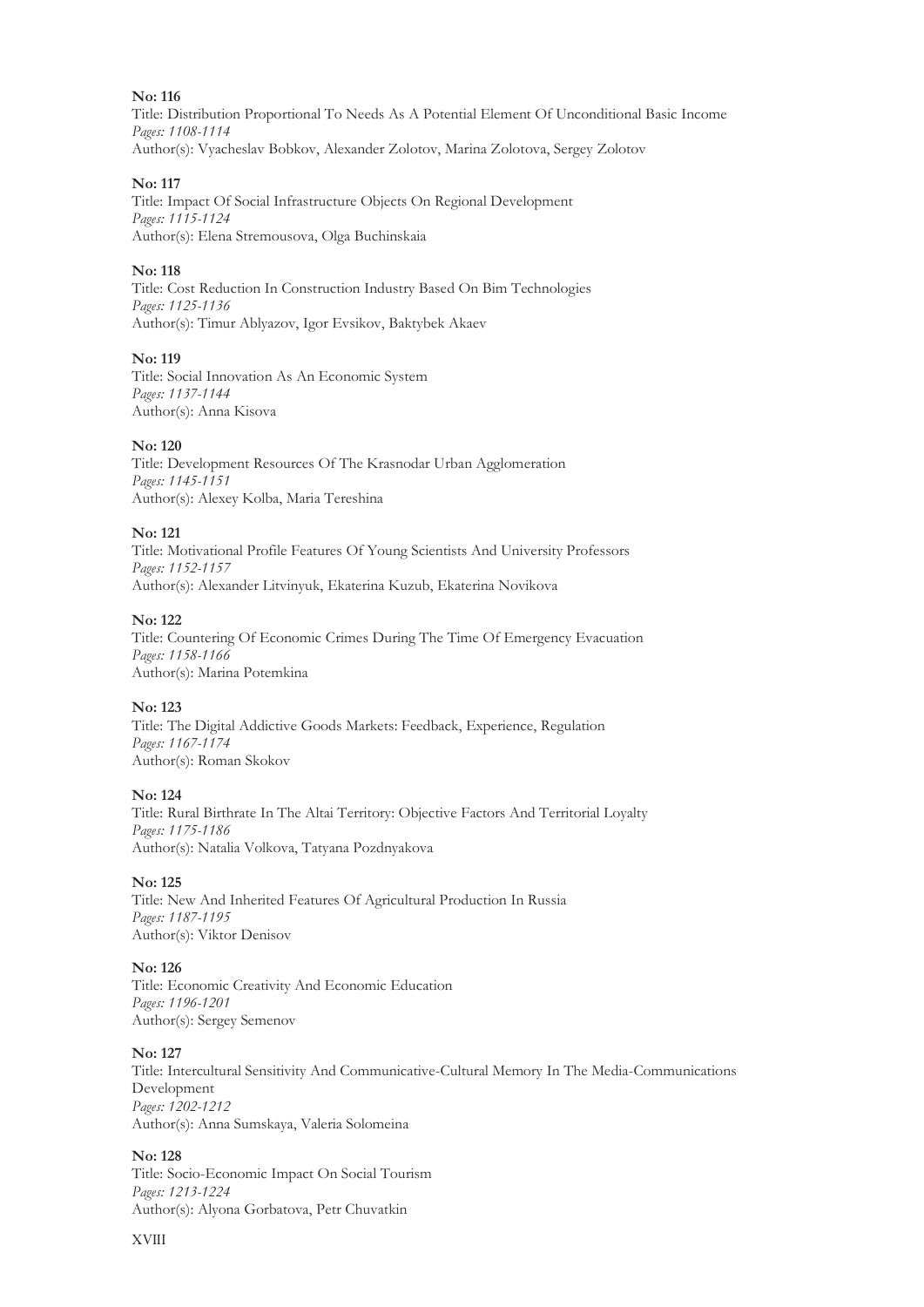**No: 116**
Title: Distribution Proportional To Needs As A Potential Element Of Unconditional Basic Income
*Pages: 1108-1114*
Author(s): Vyacheslav Bobkov, Alexander Zolotov, Marina Zolotova, Sergey Zolotov

**No: 117**
Title: Impact Of Social Infrastructure Objects On Regional Development
*Pages: 1115-1124*
Author(s): Elena Stremousova, Olga Buchinskaia

**No: 118**
Title: Cost Reduction In Construction Industry Based On Bim Technologies
*Pages: 1125-1136*
Author(s): Timur Ablyazov, Igor Evsikov, Baktybek Akaev

**No: 119**
Title: Social Innovation As An Economic System
*Pages: 1137-1144*
Author(s): Anna Kisova

**No: 120**
Title: Development Resources Of The Krasnodar Urban Agglomeration
*Pages: 1145-1151*
Author(s): Alexey Kolba, Maria Tereshina

**No: 121**
Title: Motivational Profile Features Of Young Scientists And University Professors
*Pages: 1152-1157*
Author(s): Alexander Litvinyuk, Ekaterina Kuzub, Ekaterina Novikova

**No: 122**
Title: Countering Of Economic Crimes During The Time Of Emergency Evacuation
*Pages: 1158-1166*
Author(s): Marina Potemkina

**No: 123**
Title: The Digital Addictive Goods Markets: Feedback, Experience, Regulation
*Pages: 1167-1174*
Author(s): Roman Skokov

**No: 124**
Title: Rural Birthrate In The Altai Territory: Objective Factors And Territorial Loyalty
*Pages: 1175-1186*
Author(s): Natalia Volkova, Tatyana Pozdnyakova

**No: 125**
Title: New And Inherited Features Of Agricultural Production In Russia
*Pages: 1187-1195*
Author(s): Viktor Denisov

**No: 126**
Title: Economic Creativity And Economic Education
*Pages: 1196-1201*
Author(s): Sergey Semenov

**No: 127**
Title: Intercultural Sensitivity And Communicative-Cultural Memory In The Media-Communications Development
*Pages: 1202-1212*
Author(s): Anna Sumskaya, Valeria Solomeina

**No: 128**
Title: Socio-Economic Impact On Social Tourism
*Pages: 1213-1224*
Author(s): Alyona Gorbatova, Petr Chuvatkin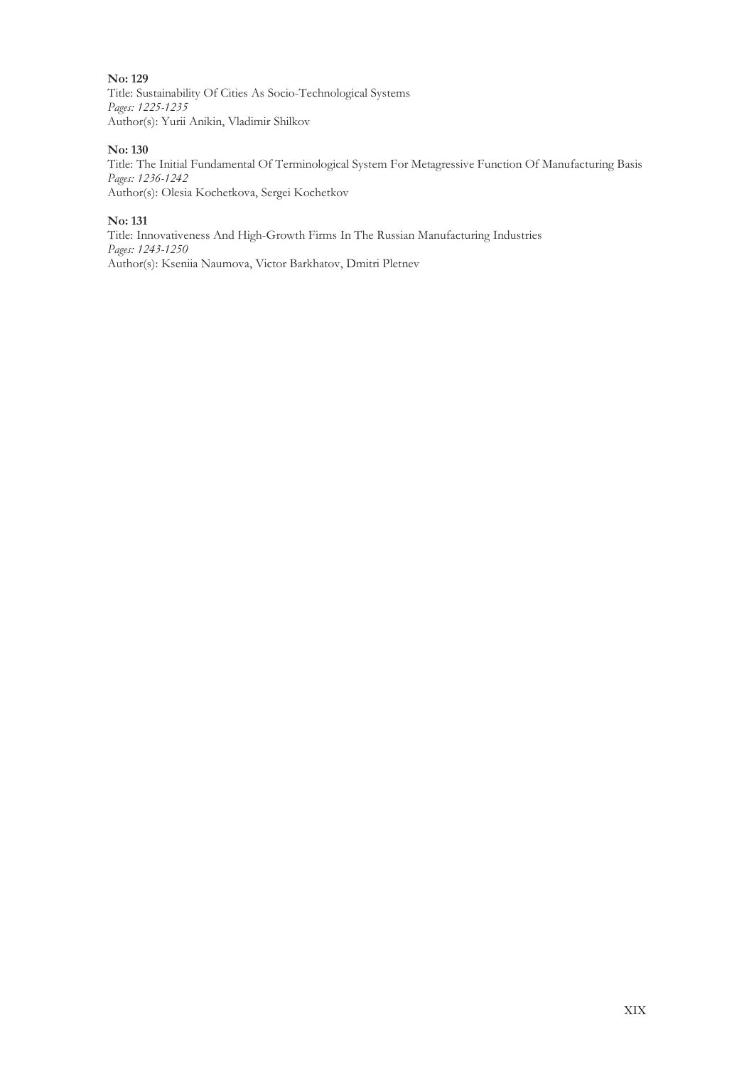**No: 129**
Title: Sustainability Of Cities As Socio-Technological Systems
*Pages: 1225-1235*
Author(s): Yurii Anikin, Vladimir Shilkov

**No: 130**
Title: The Initial Fundamental Of Terminological System For Metagressive Function Of Manufacturing Basis
*Pages: 1236-1242*
Author(s): Olesia Kochetkova, Sergei Kochetkov

**No: 131**
Title: Innovativeness And High-Growth Firms In The Russian Manufacturing Industries
*Pages: 1243-1250*
Author(s): Kseniia Naumova, Victor Barkhatov, Dmitri Pletnev